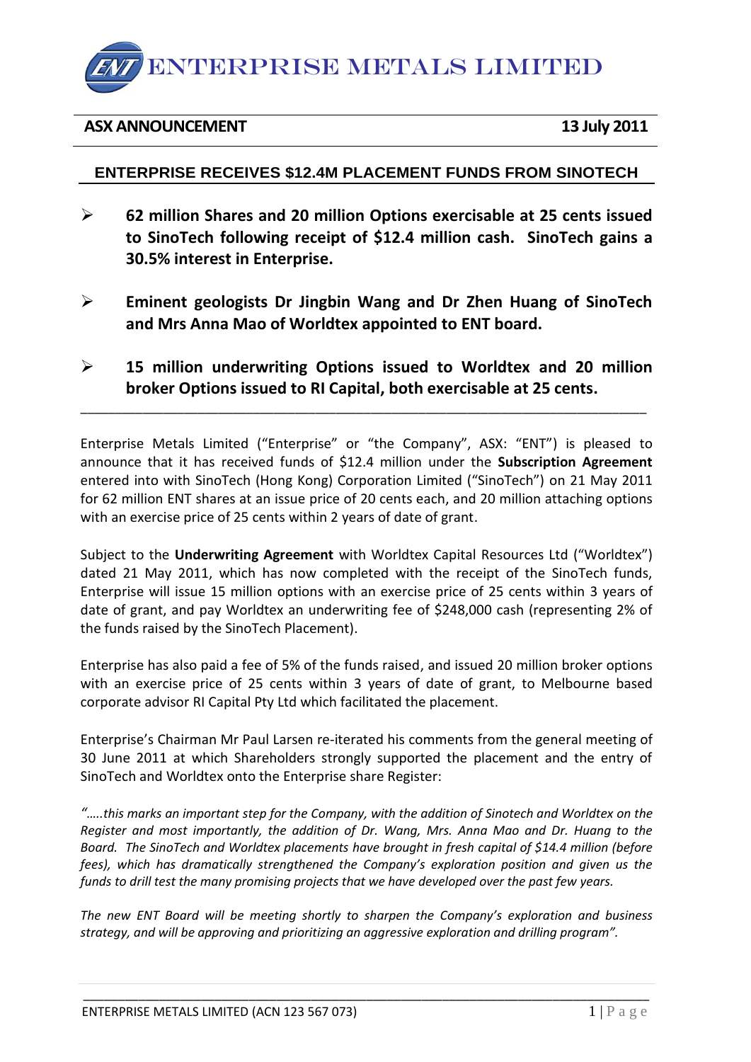# ENTERPRISE METALS LIMITED

**ASX ANNOUNCEMENT** **13 July 2011**

## ENTERPRISE RECEIVES $12.4M PLACEMENT FUNDS FROM SINOTECH

- **62 million Shares and 20 million Options exercisable at 25 cents issued to SinoTech following receipt of $12.4 million cash. SinoTech gains a 30.5% interest in Enterprise.**
- **Eminent geologists Dr Jingbin Wang and Dr Zhen Huang of SinoTech and Mrs Anna Mao of Worldtex appointed to ENT board.**
- **15 million underwriting Options issued to Worldtex and 20 million broker Options issued to RI Capital, both exercisable at 25 cents.**

---

Enterprise Metals Limited ("Enterprise" or "the Company", ASX: "ENT") is pleased to announce that it has received funds of $12.4 million under the **Subscription Agreement** entered into with SinoTech (Hong Kong) Corporation Limited ("SinoTech") on 21 May 2011 for 62 million ENT shares at an issue price of 20 cents each, and 20 million attaching options with an exercise price of 25 cents within 2 years of date of grant.

Subject to the **Underwriting Agreement** with Worldtex Capital Resources Ltd ("Worldtex") dated 21 May 2011, which has now completed with the receipt of the SinoTech funds, Enterprise will issue 15 million options with an exercise price of 25 cents within 3 years of date of grant, and pay Worldtex an underwriting fee of $248,000 cash (representing 2% of the funds raised by the SinoTech Placement).

Enterprise has also paid a fee of 5% of the funds raised, and issued 20 million broker options with an exercise price of 25 cents within 3 years of date of grant, to Melbourne based corporate advisor RI Capital Pty Ltd which facilitated the placement.

Enterprise's Chairman Mr Paul Larsen re-iterated his comments from the general meeting of 30 June 2011 at which Shareholders strongly supported the placement and the entry of SinoTech and Worldtex onto the Enterprise share Register:

*".....this marks an important step for the Company, with the addition of Sinotech and Worldtex on the Register and most importantly, the addition of Dr. Wang, Mrs. Anna Mao and Dr. Huang to the Board. The SinoTech and Worldtex placements have brought in fresh capital of $14.4 million (before fees), which has dramatically strengthened the Company's exploration position and given us the funds to drill test the many promising projects that we have developed over the past few years.*

*The new ENT Board will be meeting shortly to sharpen the Company's exploration and business strategy, and will be approving and prioritizing an aggressive exploration and drilling program".*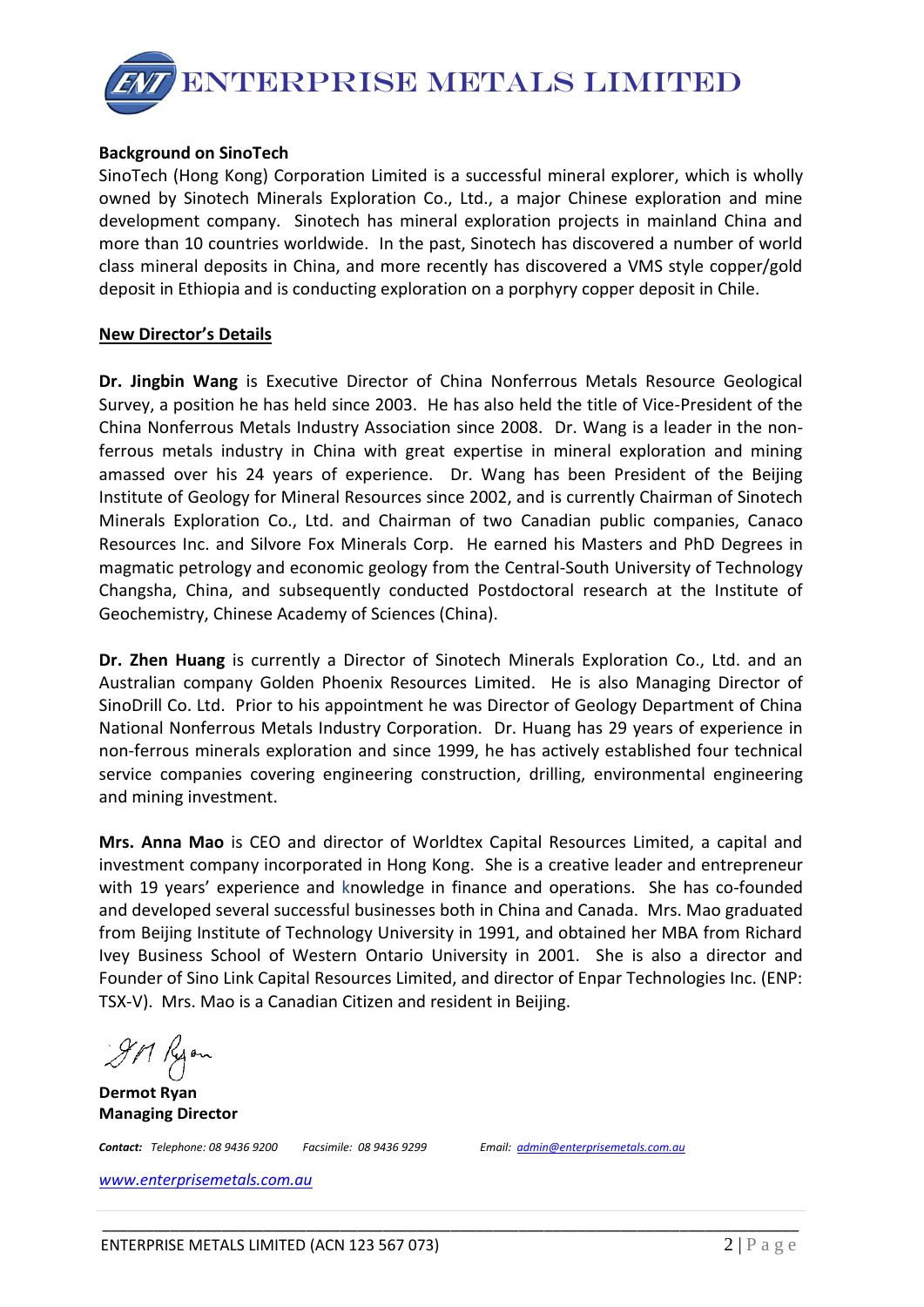**Background on SinoTech**

SinoTech (Hong Kong) Corporation Limited is a successful mineral explorer, which is wholly owned by Sinotech Minerals Exploration Co., Ltd., a major Chinese exploration and mine development company. Sinotech has mineral exploration projects in mainland China and more than 10 countries worldwide. In the past, Sinotech has discovered a number of world class mineral deposits in China, and more recently has discovered a VMS style copper/gold deposit in Ethiopia and is conducting exploration on a porphyry copper deposit in Chile.

**New Director's Details**

**Dr. Jingbin Wang** is Executive Director of China Nonferrous Metals Resource Geological Survey, a position he has held since 2003. He has also held the title of Vice-President of the China Nonferrous Metals Industry Association since 2008. Dr. Wang is a leader in the non-ferrous metals industry in China with great expertise in mineral exploration and mining amassed over his 24 years of experience. Dr. Wang has been President of the Beijing Institute of Geology for Mineral Resources since 2002, and is currently Chairman of Sinotech Minerals Exploration Co., Ltd. and Chairman of two Canadian public companies, Canaco Resources Inc. and Silvore Fox Minerals Corp. He earned his Masters and PhD Degrees in magmatic petrology and economic geology from the Central-South University of Technology Changsha, China, and subsequently conducted Postdoctoral research at the Institute of Geochemistry, Chinese Academy of Sciences (China).

**Dr. Zhen Huang** is currently a Director of Sinotech Minerals Exploration Co., Ltd. and an Australian company Golden Phoenix Resources Limited. He is also Managing Director of SinoDrill Co. Ltd. Prior to his appointment he was Director of Geology Department of China National Nonferrous Metals Industry Corporation. Dr. Huang has 29 years of experience in non-ferrous minerals exploration and since 1999, he has actively established four technical service companies covering engineering construction, drilling, environmental engineering and mining investment.

**Mrs. Anna Mao** is CEO and director of Worldtex Capital Resources Limited, a capital and investment company incorporated in Hong Kong. She is a creative leader and entrepreneur with 19 years' experience and knowledge in finance and operations. She has co-founded and developed several successful businesses both in China and Canada. Mrs. Mao graduated from Beijing Institute of Technology University in 1991, and obtained her MBA from Richard Ivey Business School of Western Ontario University in 2001. She is also a director and Founder of Sino Link Capital Resources Limited, and director of Enpar Technologies Inc. (ENP: TSX-V). Mrs. Mao is a Canadian Citizen and resident in Beijing.

**Dermot Ryan**
**Managing Director**

***Contact:*** *Telephone: 08 9436 9200* *Facsimile: 08 9436 9299* *Email: admin@enterprisemetals.com.au*

*www.enterprisemetals.com.au*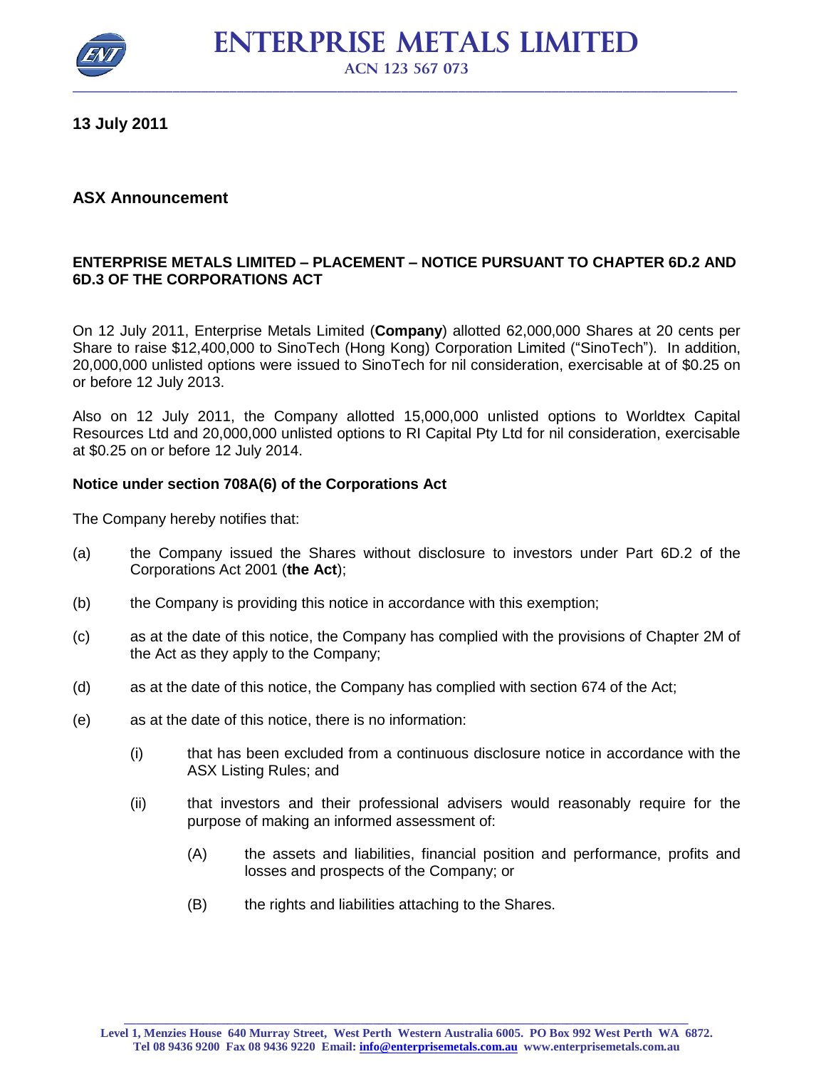# ENTERPRISE METALS LIMITED

ACN 123 567 073

**13 July 2011**

**ASX Announcement**

**ENTERPRISE METALS LIMITED – PLACEMENT – NOTICE PURSUANT TO CHAPTER 6D.2 AND 6D.3 OF THE CORPORATIONS ACT**

On 12 July 2011, Enterprise Metals Limited (**Company**) allotted 62,000,000 Shares at 20 cents per Share to raise $12,400,000 to SinoTech (Hong Kong) Corporation Limited ("SinoTech"). In addition, 20,000,000 unlisted options were issued to SinoTech for nil consideration, exercisable at of $0.25 on or before 12 July 2013.

Also on 12 July 2011, the Company allotted 15,000,000 unlisted options to Worldtex Capital Resources Ltd and 20,000,000 unlisted options to RI Capital Pty Ltd for nil consideration, exercisable at $0.25 on or before 12 July 2014.

**Notice under section 708A(6) of the Corporations Act**

The Company hereby notifies that:

(a) the Company issued the Shares without disclosure to investors under Part 6D.2 of the Corporations Act 2001 (**the Act**);

(b) the Company is providing this notice in accordance with this exemption;

(c) as at the date of this notice, the Company has complied with the provisions of Chapter 2M of the Act as they apply to the Company;

(d) as at the date of this notice, the Company has complied with section 674 of the Act;

(e) as at the date of this notice, there is no information:

 (i) that has been excluded from a continuous disclosure notice in accordance with the ASX Listing Rules; and

 (ii) that investors and their professional advisers would reasonably require for the purpose of making an informed assessment of:

  (A) the assets and liabilities, financial position and performance, profits and losses and prospects of the Company; or

  (B) the rights and liabilities attaching to the Shares.

Level 1, Menzies House 640 Murray Street, West Perth Western Australia 6005. PO Box 992 West Perth WA 6872.
Tel 08 9436 9200 Fax 08 9436 9220 Email: info@enterprisemetals.com.au www.enterprisemetals.com.au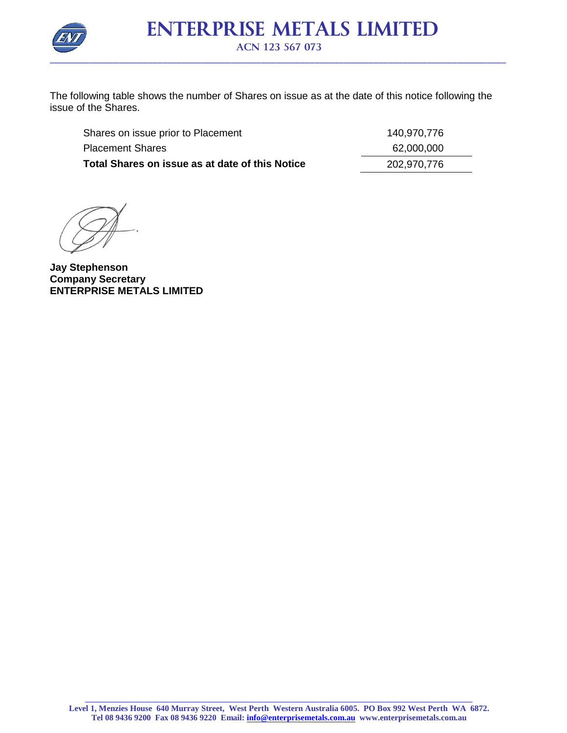The following table shows the number of Shares on issue as at the date of this notice following the issue of the Shares.

| | |
|---|---|
| Shares on issue prior to Placement | 140,970,776 |
| Placement Shares | 62,000,000 |
| **Total Shares on issue as at date of this Notice** | 202,970,776 |

**Jay Stephenson**
**Company Secretary**
**ENTERPRISE METALS LIMITED**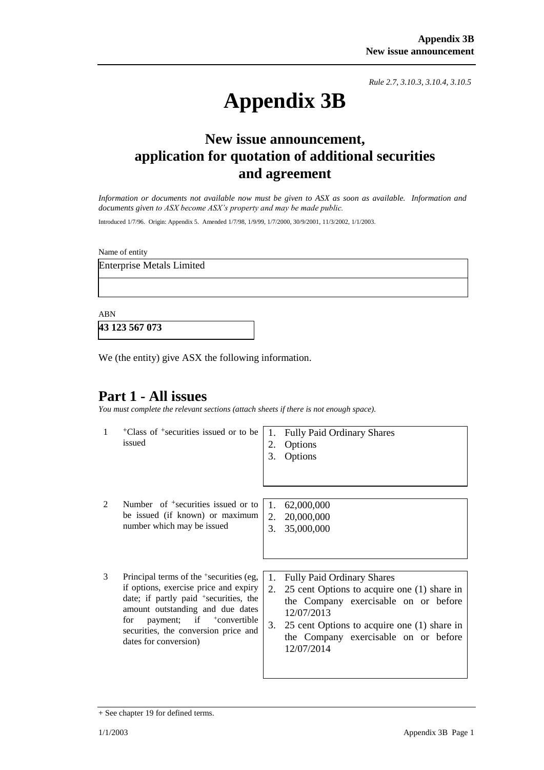*Rule 2.7, 3.10.3, 3.10.4, 3.10.5*

# Appendix 3B

## New issue announcement, application for quotation of additional securities and agreement

*Information or documents not available now must be given to ASX as soon as available. Information and documents given to ASX become ASX's property and may be made public.*

Introduced 1/7/96. Origin: Appendix 5. Amended 1/7/98, 1/9/99, 1/7/2000, 30/9/2001, 11/3/2002, 1/1/2003.

Name of entity

Enterprise Metals Limited

ABN

**43 123 567 073**

We (the entity) give ASX the following information.

## Part 1 - All issues

*You must complete the relevant sections (attach sheets if there is not enough space).*

| | | |
|---|---|---|
| 1 | +Class of +securities issued or to be issued | 1. Fully Paid Ordinary Shares<br>2. Options<br>3. Options |
| 2 | Number of +securities issued or to be issued (if known) or maximum number which may be issued | 1. 62,000,000<br>2. 20,000,000<br>3. 35,000,000 |
| 3 | Principal terms of the +securities (eg, if options, exercise price and expiry date; if partly paid +securities, the amount outstanding and due dates for payment; if +convertible securities, the conversion price and dates for conversion) | 1. Fully Paid Ordinary Shares<br>2. 25 cent Options to acquire one (1) share in the Company exercisable on or before 12/07/2013<br>3. 25 cent Options to acquire one (1) share in the Company exercisable on or before 12/07/2014 |

+ See chapter 19 for defined terms.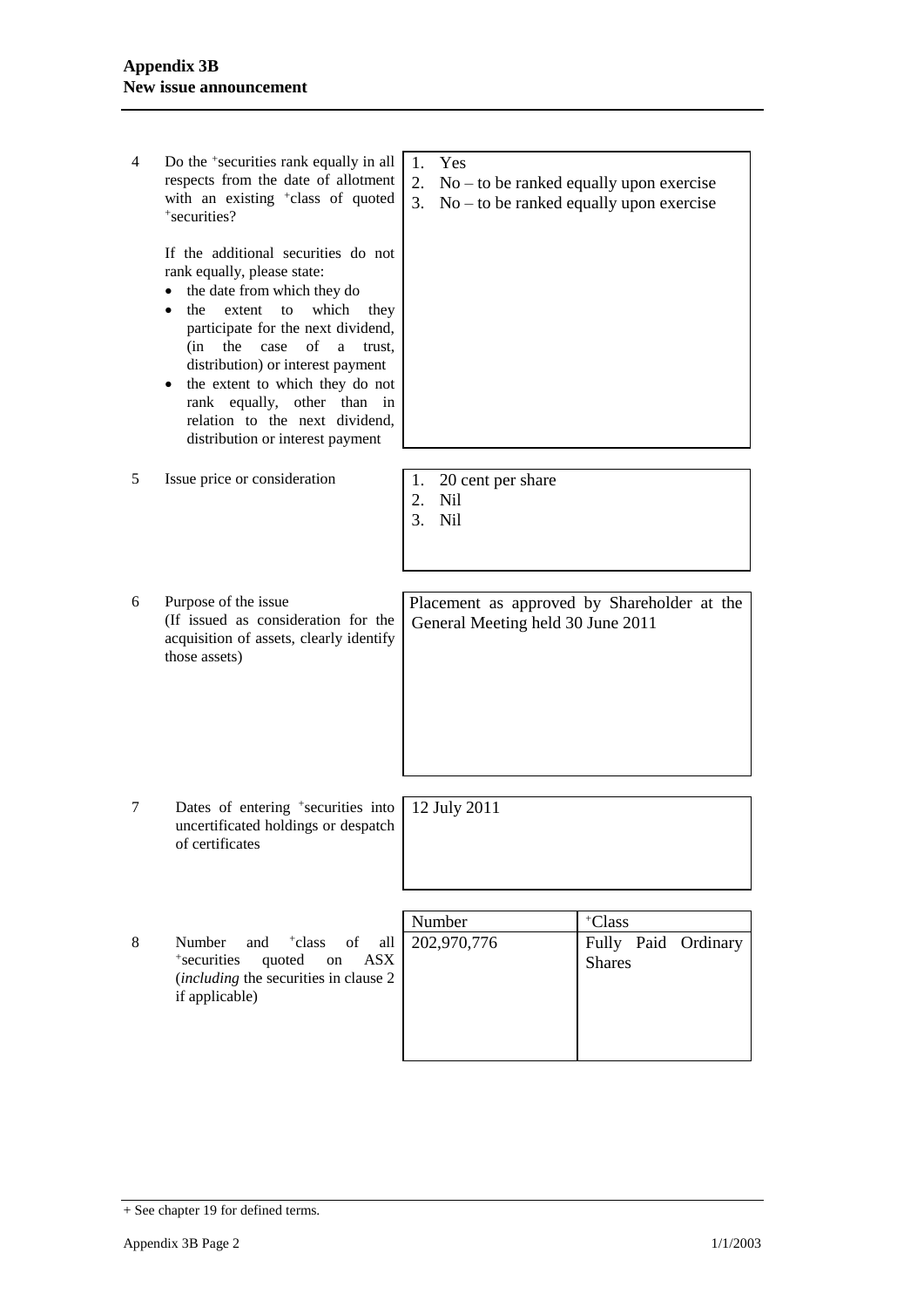| | | |
|---|---|---|
| 4 | Do the +securities rank equally in all respects from the date of allotment with an existing +class of quoted +securities?<br><br>If the additional securities do not rank equally, please state:<br>• the date from which they do<br>• the extent to which they participate for the next dividend, (in the case of a trust, distribution) or interest payment<br>• the extent to which they do not rank equally, other than in relation to the next dividend, distribution or interest payment | 1. Yes<br>2. No – to be ranked equally upon exercise<br>3. No – to be ranked equally upon exercise |
| 5 | Issue price or consideration | 1. 20 cent per share<br>2. Nil<br>3. Nil |
| 6 | Purpose of the issue<br>(If issued as consideration for the acquisition of assets, clearly identify those assets) | Placement as approved by Shareholder at the General Meeting held 30 June 2011 |
| 7 | Dates of entering +securities into uncertificated holdings or despatch of certificates | 12 July 2011 |

| | | Number | +Class |
|---|---|---|---|
| 8 | Number and +class of all +securities quoted on ASX (*including* the securities in clause 2 if applicable) | 202,970,776 | Fully Paid Ordinary Shares |

+ See chapter 19 for defined terms.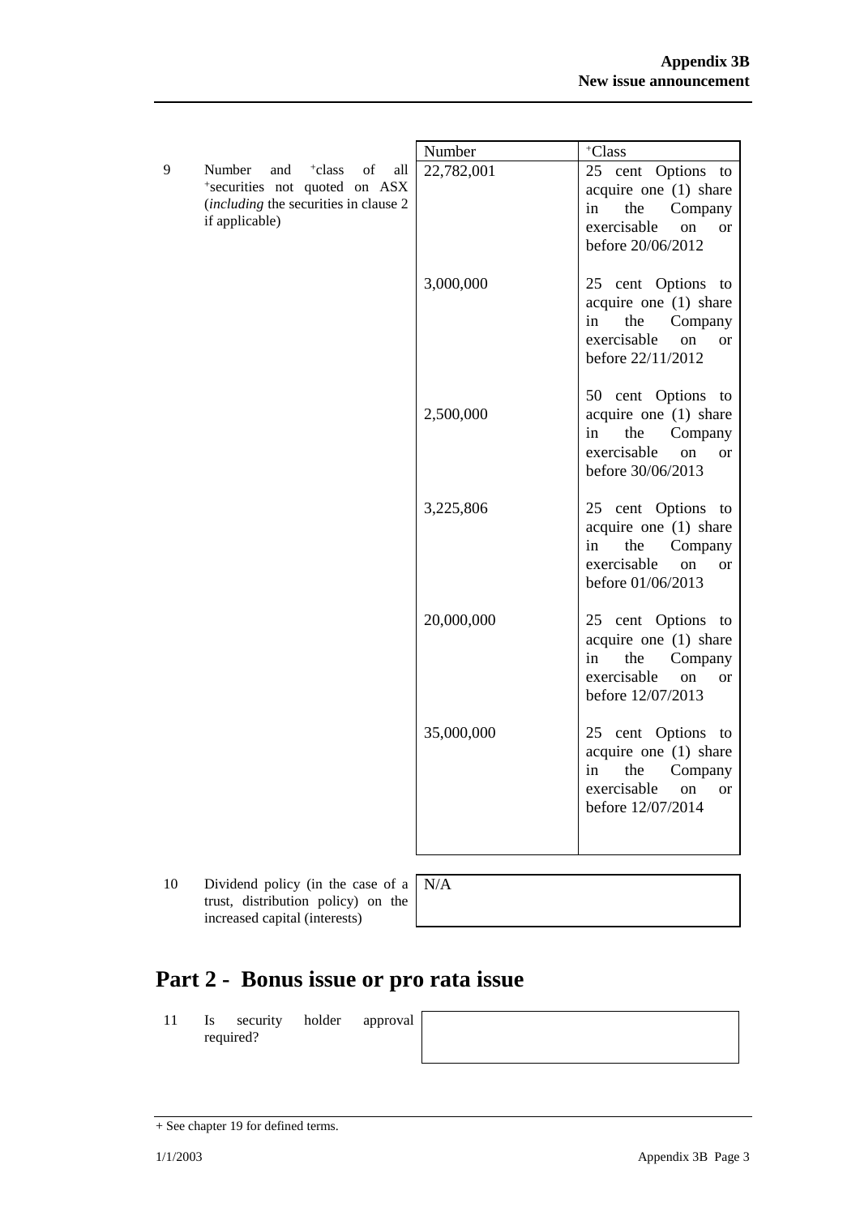| | | Number | +Class |
|---|---|---|---|
| 9 | Number and +class of all +securities not quoted on ASX (*including* the securities in clause 2 if applicable) | 22,782,001 | 25 cent Options to acquire one (1) share in the Company exercisable on or before 20/06/2012 |
| | | 3,000,000 | 25 cent Options to acquire one (1) share in the Company exercisable on or before 22/11/2012 |
| | | 2,500,000 | 50 cent Options to acquire one (1) share in the Company exercisable on or before 30/06/2013 |
| | | 3,225,806 | 25 cent Options to acquire one (1) share in the Company exercisable on or before 01/06/2013 |
| | | 20,000,000 | 25 cent Options to acquire one (1) share in the Company exercisable on or before 12/07/2013 |
| | | 35,000,000 | 25 cent Options to acquire one (1) share in the Company exercisable on or before 12/07/2014 |

| | | |
|---|---|---|
| 10 | Dividend policy (in the case of a trust, distribution policy) on the increased capital (interests) | N/A |

# Part 2 - Bonus issue or pro rata issue

| | | |
|---|---|---|
| 11 | Is security holder approval required? | |

+ See chapter 19 for defined terms.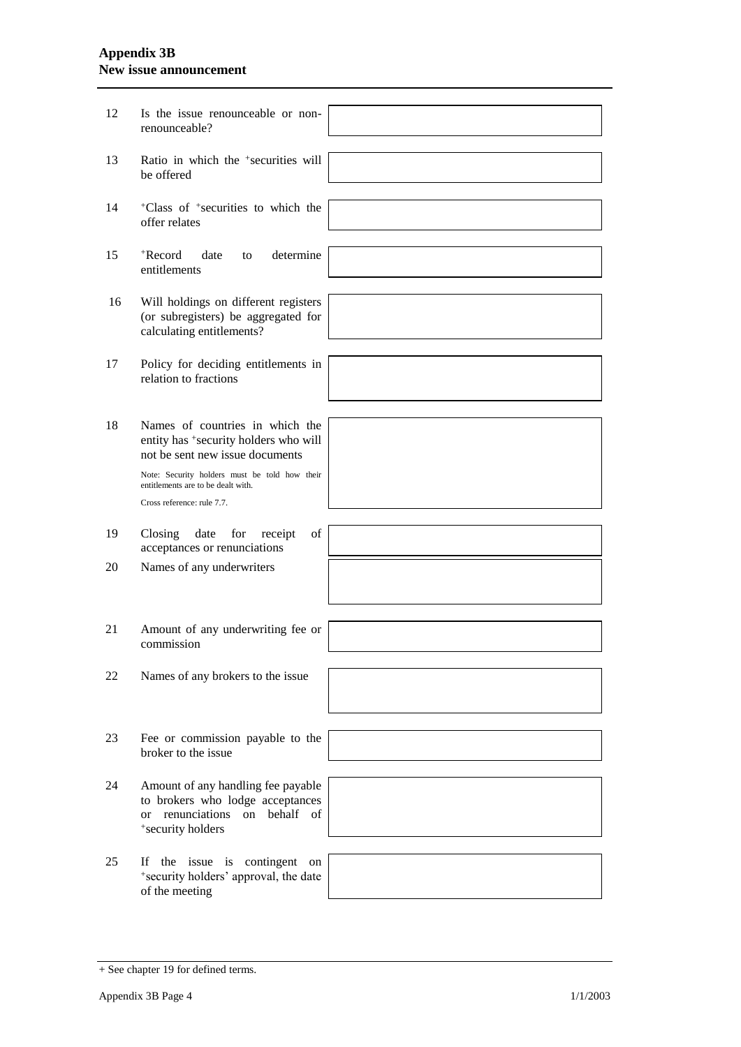| | | |
|---|---|---|
| 12 | Is the issue renounceable or non-renounceable? | |
| 13 | Ratio in which the +securities will be offered | |
| 14 | +Class of +securities to which the offer relates | |
| 15 | +Record date to determine entitlements | |
| 16 | Will holdings on different registers (or subregisters) be aggregated for calculating entitlements? | |
| 17 | Policy for deciding entitlements in relation to fractions | |
| 18 | Names of countries in which the entity has +security holders who will not be sent new issue documents<br><br>Note: Security holders must be told how their entitlements are to be dealt with.<br>Cross reference: rule 7.7. | |
| 19 | Closing date for receipt of acceptances or renunciations | |
| 20 | Names of any underwriters | |
| 21 | Amount of any underwriting fee or commission | |
| 22 | Names of any brokers to the issue | |
| 23 | Fee or commission payable to the broker to the issue | |
| 24 | Amount of any handling fee payable to brokers who lodge acceptances or renunciations on behalf of +security holders | |
| 25 | If the issue is contingent on +security holders' approval, the date of the meeting | |

+ See chapter 19 for defined terms.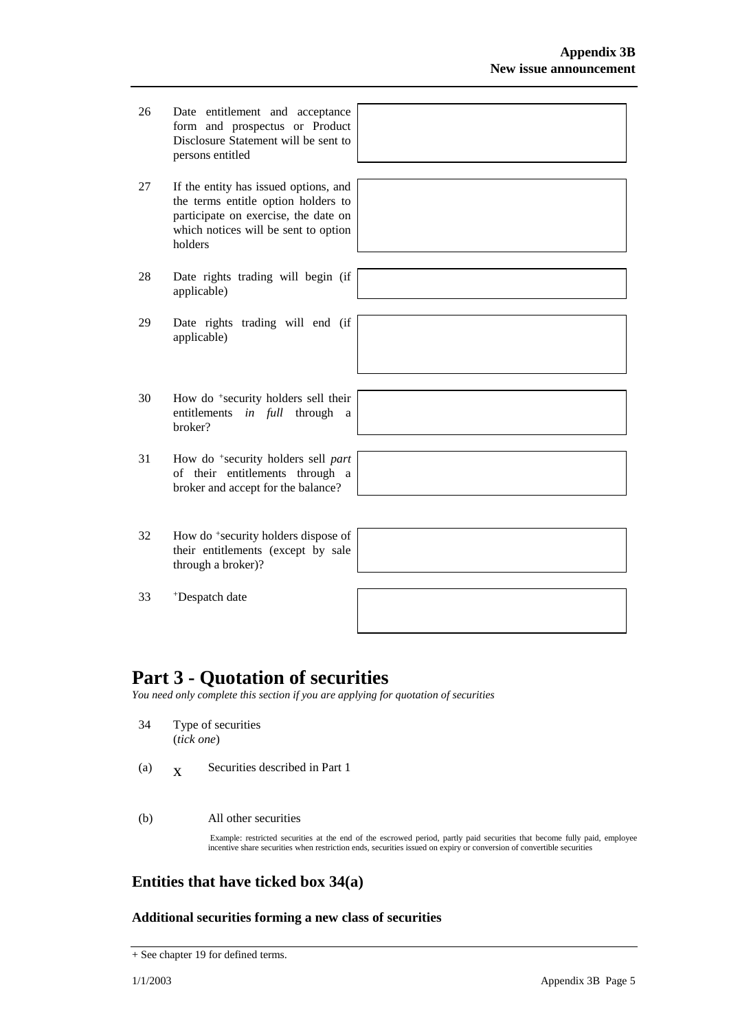| | | |
|---|---|---|
| 26 | Date entitlement and acceptance form and prospectus or Product Disclosure Statement will be sent to persons entitled | |
| 27 | If the entity has issued options, and the terms entitle option holders to participate on exercise, the date on which notices will be sent to option holders | |
| 28 | Date rights trading will begin (if applicable) | |
| 29 | Date rights trading will end (if applicable) | |
| 30 | How do +security holders sell their entitlements *in full* through a broker? | |
| 31 | How do +security holders sell *part* of their entitlements through a broker and accept for the balance? | |
| 32 | How do +security holders dispose of their entitlements (except by sale through a broker)? | |
| 33 | +Despatch date | |

# Part 3 - Quotation of securities

*You need only complete this section if you are applying for quotation of securities*

34 Type of securities
(*tick one*)

(a) X Securities described in Part 1

(b) All other securities

Example: restricted securities at the end of the escrowed period, partly paid securities that become fully paid, employee incentive share securities when restriction ends, securities issued on expiry or conversion of convertible securities

## Entities that have ticked box 34(a)

### Additional securities forming a new class of securities

+ See chapter 19 for defined terms.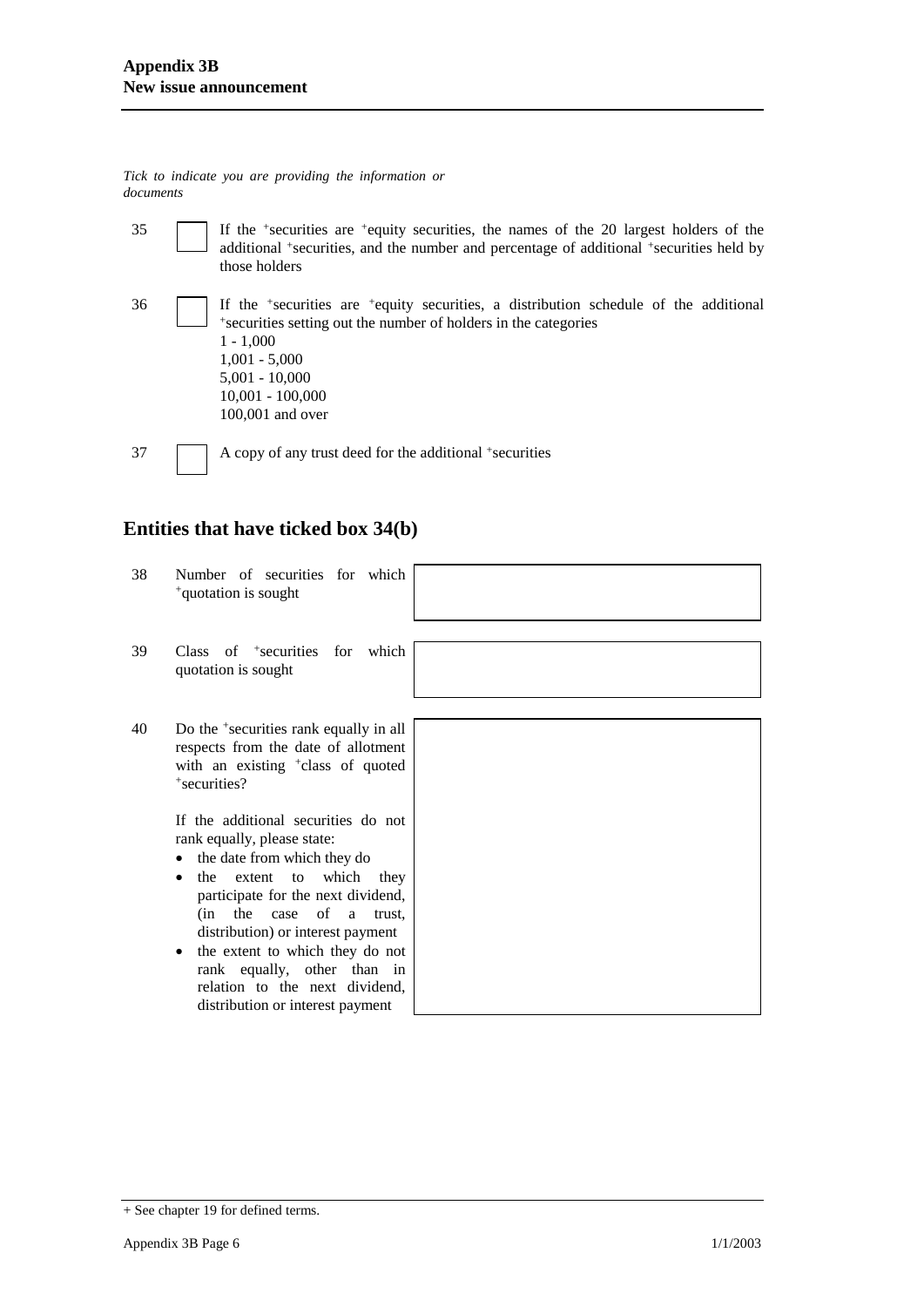*Tick to indicate you are providing the information or documents*

35 ☐ If the +securities are +equity securities, the names of the 20 largest holders of the additional +securities, and the number and percentage of additional +securities held by those holders

36 ☐ If the +securities are +equity securities, a distribution schedule of the additional +securities setting out the number of holders in the categories
1 - 1,000
1,001 - 5,000
5,001 - 10,000
10,001 - 100,000
100,001 and over

37 ☐ A copy of any trust deed for the additional +securities

## Entities that have ticked box 34(b)

| | | |
|---|---|---|
| 38 | Number of securities for which +quotation is sought | |
| 39 | Class of +securities for which quotation is sought | |
| 40 | Do the +securities rank equally in all respects from the date of allotment with an existing +class of quoted +securities?<br><br>If the additional securities do not rank equally, please state:<br>• the date from which they do<br>• the extent to which they participate for the next dividend, (in the case of a trust, distribution) or interest payment<br>• the extent to which they do not rank equally, other than in relation to the next dividend, distribution or interest payment | |

+ See chapter 19 for defined terms.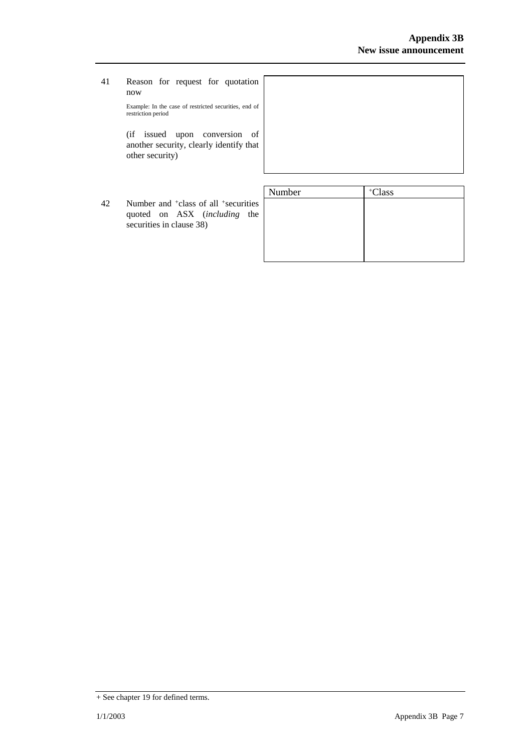41 Reason for request for quotation now

Example: In the case of restricted securities, end of restriction period

(if issued upon conversion of another security, clearly identify that other security)

| |
|---|
| |

42 Number and +class of all +securities quoted on ASX (*including* the securities in clause 38)

| Number | +Class |
|---|---|
| | |

+ See chapter 19 for defined terms.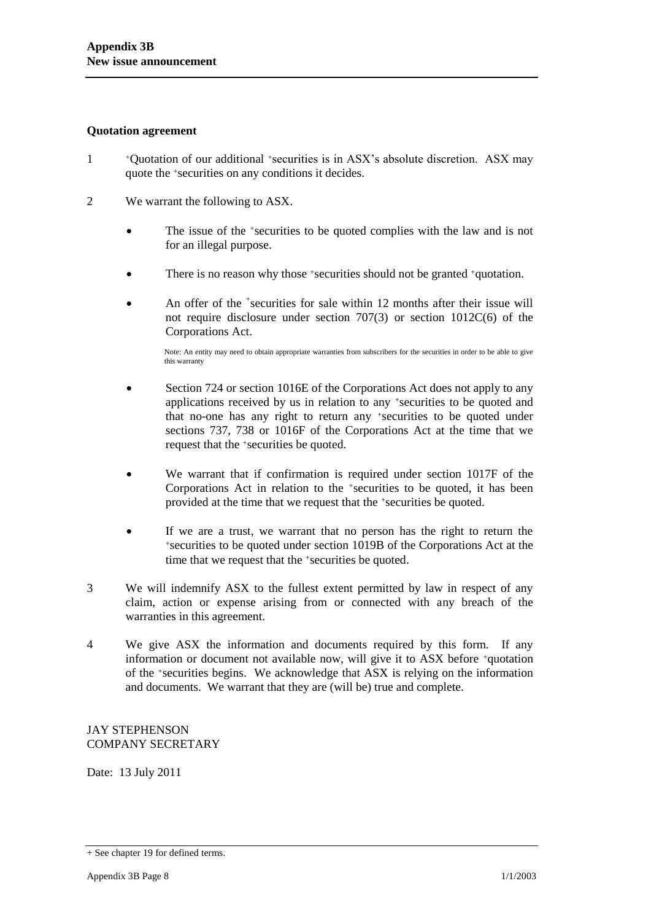## Quotation agreement

1 +Quotation of our additional +securities is in ASX's absolute discretion. ASX may quote the +securities on any conditions it decides.

2 We warrant the following to ASX.

- The issue of the +securities to be quoted complies with the law and is not for an illegal purpose.

- There is no reason why those +securities should not be granted +quotation.

- An offer of the +securities for sale within 12 months after their issue will not require disclosure under section 707(3) or section 1012C(6) of the Corporations Act.

  Note: An entity may need to obtain appropriate warranties from subscribers for the securities in order to be able to give this warranty

- Section 724 or section 1016E of the Corporations Act does not apply to any applications received by us in relation to any +securities to be quoted and that no-one has any right to return any +securities to be quoted under sections 737, 738 or 1016F of the Corporations Act at the time that we request that the +securities be quoted.

- We warrant that if confirmation is required under section 1017F of the Corporations Act in relation to the +securities to be quoted, it has been provided at the time that we request that the +securities be quoted.

- If we are a trust, we warrant that no person has the right to return the +securities to be quoted under section 1019B of the Corporations Act at the time that we request that the +securities be quoted.

3 We will indemnify ASX to the fullest extent permitted by law in respect of any claim, action or expense arising from or connected with any breach of the warranties in this agreement.

4 We give ASX the information and documents required by this form. If any information or document not available now, will give it to ASX before +quotation of the +securities begins. We acknowledge that ASX is relying on the information and documents. We warrant that they are (will be) true and complete.

JAY STEPHENSON
COMPANY SECRETARY

Date: 13 July 2011

+ See chapter 19 for defined terms.